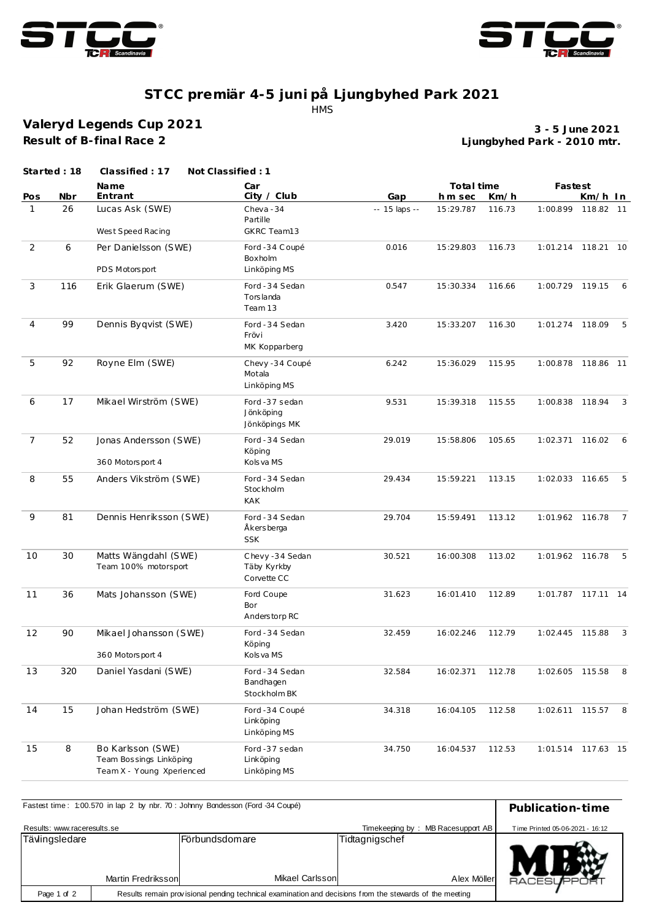# STCC premiär 4-5 juni på Ljungbyhed Park 2021

HMS

## Valeryd Legends Cup 2021

**Result of B-final Race 2**

**3 - 5 June 2021**
**Ljungbyhed Park - 2010 mtr.**

**Started : 18** **Classified : 17** **Not Classified : 1**

| Pos | Nbr | Name / Entrant | Car / City / Club | Gap | Total time h m sec | Km/h | Fastest | Km/h | In |
|---|---|---|---|---|---|---|---|---|---|
| 1 | 26 | Lucas Ask (SWE) West Speed Racing | Cheva -34 Partille GKRC Team13 | -- 15 laps -- | 15:29.787 | 116.73 | 1:00.899 | 118.82 | 11 |
| 2 | 6 | Per Danielsson (SWE) PDS Motorsport | Ford -34 Coupé Boxholm Linköping MS | 0.016 | 15:29.803 | 116.73 | 1:01.214 | 118.21 | 10 |
| 3 | 116 | Erik Glaerum (SWE) | Ford -34 Sedan Torslanda Team 13 | 0.547 | 15:30.334 | 116.66 | 1:00.729 | 119.15 | 6 |
| 4 | 99 | Dennis Byqvist (SWE) | Ford -34 Sedan Frövi MK Kopparberg | 3.420 | 15:33.207 | 116.30 | 1:01.274 | 118.09 | 5 |
| 5 | 92 | Royne Elm (SWE) | Chevy -34 Coupé Motala Linköping MS | 6.242 | 15:36.029 | 115.95 | 1:00.878 | 118.86 | 11 |
| 6 | 17 | Mikael Wirström (SWE) | Ford -37 sedan Jönköping Jönköpings MK | 9.531 | 15:39.318 | 115.55 | 1:00.838 | 118.94 | 3 |
| 7 | 52 | Jonas Andersson (SWE) 360 Motorsport 4 | Ford -34 Sedan Köping Kolsva MS | 29.019 | 15:58.806 | 105.65 | 1:02.371 | 116.02 | 6 |
| 8 | 55 | Anders Vikström (SWE) | Ford -34 Sedan Stockholm KAK | 29.434 | 15:59.221 | 113.15 | 1:02.033 | 116.65 | 5 |
| 9 | 81 | Dennis Henriksson (SWE) | Ford -34 Sedan Åkersberga SSK | 29.704 | 15:59.491 | 113.12 | 1:01.962 | 116.78 | 7 |
| 10 | 30 | Matts Wängdahl (SWE) Team 100% motorsport | Chevy -34 Sedan Täby Kyrkby Corvette CC | 30.521 | 16:00.308 | 113.02 | 1:01.962 | 116.78 | 5 |
| 11 | 36 | Mats Johansson (SWE) | Ford Coupe Bor Anderstorp RC | 31.623 | 16:01.410 | 112.89 | 1:01.787 | 117.11 | 14 |
| 12 | 90 | Mikael Johansson (SWE) 360 Motorsport 4 | Ford -34 Sedan Köping Kolsva MS | 32.459 | 16:02.246 | 112.79 | 1:02.445 | 115.88 | 3 |
| 13 | 320 | Daniel Yasdani (SWE) | Ford -34 Sedan Bandhagen Stockholm BK | 32.584 | 16:02.371 | 112.78 | 1:02.605 | 115.58 | 8 |
| 14 | 15 | Johan Hedström (SWE) | Ford -34 Coupé Linköping Linköping MS | 34.318 | 16:04.105 | 112.58 | 1:02.611 | 115.57 | 8 |
| 15 | 8 | Bo Karlsson (SWE) Team Bossings Linköping Team X - Young Xperienced | Ford -37 sedan Linköping Linköping MS | 34.750 | 16:04.537 | 112.53 | 1:01.514 | 117.63 | 15 |

Fastest time : 1:00.570 in lap 2 by nbr. 70 : Johnny Bondesson (Ford -34 Coupé)

**Publication-time**

Results: www.raceresults.se

Timekeeping by : MB Racesupport AB

Time Printed 05-06-2021 - 16:12

| Tävlingsledare | Förbundsdomare | Tidtagnigschef |
|---|---|---|
| Martin Fredriksson | Mikael Carlsson | Alex Möller |

Results remain provisional pending technical examination and decisions from the stewards of the meeting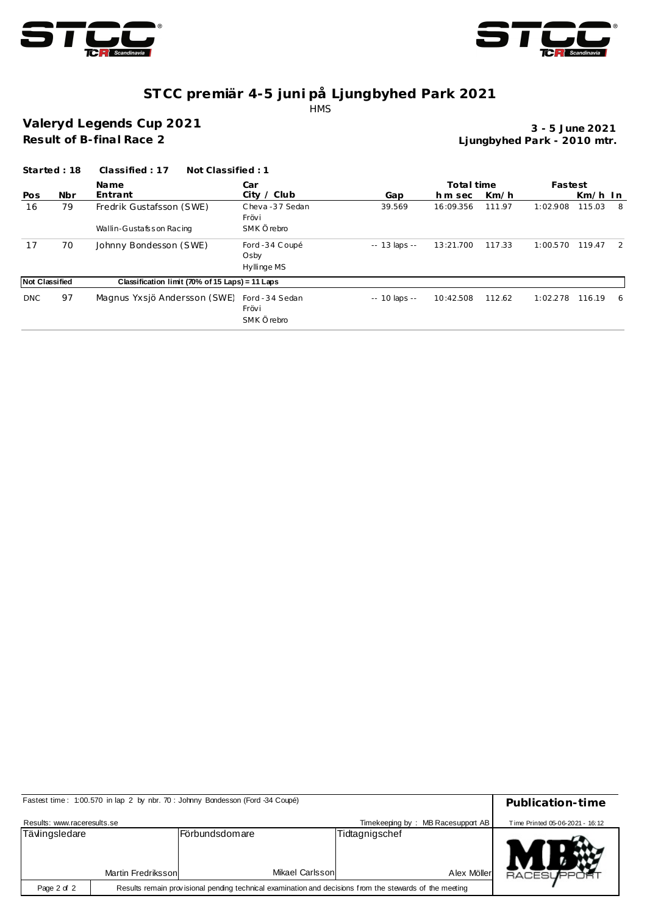# STCC premiär 4-5 juni på Ljungbyhed Park 2021

HMS

## Valeryd Legends Cup 2021

**Result of B-final Race 2**

**3 - 5 June 2021**
**Ljungbyhed Park - 2010 mtr.**

**Started : 18** **Classified : 17** **Not Classified : 1**

| Pos | Nbr | Name / Entrant | Car / City / Club | Gap | Total time h m sec | Km/h | Fastest | Km/h | In |
|---|---|---|---|---|---|---|---|---|---|
| 16 | 79 | Fredrik Gustafsson (SWE) / Wallin-Gustafsson Racing | Cheva -37 Sedan / Frövi / SMK Örebro | 39.569 | 16:09.356 | 111.97 | 1:02.908 | 115.03 | 8 |
| 17 | 70 | Johnny Bondesson (SWE) | Ford -34 Coupé / Osby / Hyllinge MS | -- 13 laps -- | 13:21.700 | 117.33 | 1:00.570 | 119.47 | 2 |
| **Not Classified** | | **Classification limit (70% of 15 Laps) = 11 Laps** | | | | | | | |
| DNC | 97 | Magnus Yxsjö Andersson (SWE) | Ford -34 Sedan / Frövi / SMK Örebro | -- 10 laps -- | 10:42.508 | 112.62 | 1:02.278 | 116.19 | 6 |

Fastest time : 1:00.570 in lap 2 by nbr. 70 : Johnny Bondesson (Ford -34 Coupé)

**Publication-time**

Results: www.raceresults.se

Timekeeping by : MB Racesupport AB

Time Printed 05-06-2021 - 16:12

| Tävlingsledare | Förbundsdomare | Tidtagningschef |
|---|---|---|
| Martin Fredriksson | Mikael Carlsson | Alex Möller |

Results remain provisional pending technical examination and decisions from the stewards of the meeting